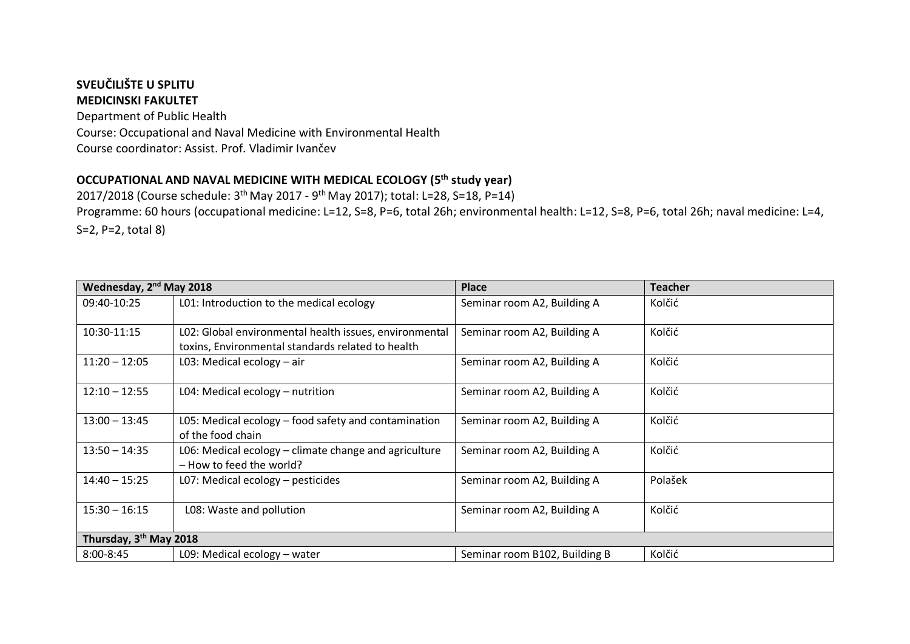**SVEUČILIŠTE U SPLITU**
**MEDICINSKI FAKULTET**
Department of Public Health
Course: Occupational and Naval Medicine with Environmental Health
Course coordinator: Assist. Prof. Vladimir Ivančev

## OCCUPATIONAL AND NAVAL MEDICINE WITH MEDICAL ECOLOGY (5th study year)

2017/2018 (Course schedule: 3th May 2017 - 9th May 2017); total: L=28, S=18, P=14)
Programme: 60 hours (occupational medicine: L=12, S=8, P=6, total 26h; environmental health: L=12, S=8, P=6, total 26h; naval medicine: L=4, S=2, P=2, total 8)

| Wednesday, 2nd May 2018 | | Place | Teacher |
|---|---|---|---|
| 09:40-10:25 | L01: Introduction to the medical ecology | Seminar room A2, Building A | Kolčić |
| 10:30-11:15 | L02: Global environmental health issues, environmental toxins, Environmental standards related to health | Seminar room A2, Building A | Kolčić |
| 11:20 – 12:05 | L03: Medical ecology – air | Seminar room A2, Building A | Kolčić |
| 12:10 – 12:55 | L04: Medical ecology – nutrition | Seminar room A2, Building A | Kolčić |
| 13:00 – 13:45 | L05: Medical ecology – food safety and contamination of the food chain | Seminar room A2, Building A | Kolčić |
| 13:50 – 14:35 | L06: Medical ecology – climate change and agriculture – How to feed the world? | Seminar room A2, Building A | Kolčić |
| 14:40 – 15:25 | L07: Medical ecology – pesticides | Seminar room A2, Building A | Polašek |
| 15:30 – 16:15 | L08: Waste and pollution | Seminar room A2, Building A | Kolčić |
| **Thursday, 3th May 2018** | | | |
| 8:00-8:45 | L09: Medical ecology – water | Seminar room B102, Building B | Kolčić |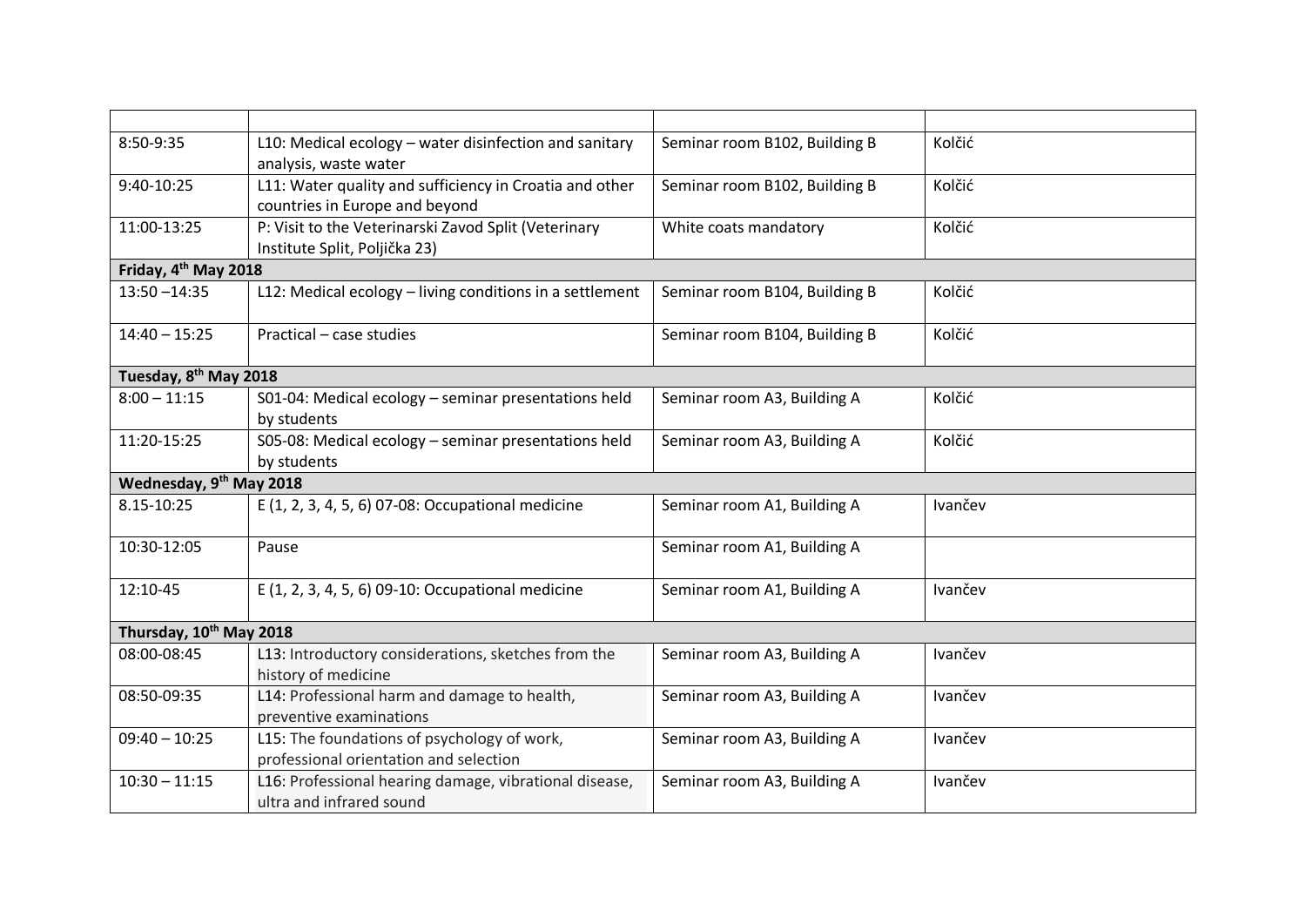| | | | |
|---|---|---|---|
| 8:50-9:35 | L10: Medical ecology – water disinfection and sanitary analysis, waste water | Seminar room B102, Building B | Kolčić |
| 9:40-10:25 | L11: Water quality and sufficiency in Croatia and other countries in Europe and beyond | Seminar room B102, Building B | Kolčić |
| 11:00-13:25 | P: Visit to the Veterinarski Zavod Split (Veterinary Institute Split, Poljička 23) | White coats mandatory | Kolčić |
| **Friday, 4th May 2018** | | | |
| 13:50 –14:35 | L12: Medical ecology – living conditions in a settlement | Seminar room B104, Building B | Kolčić |
| 14:40 – 15:25 | Practical – case studies | Seminar room B104, Building B | Kolčić |
| **Tuesday, 8th May 2018** | | | |
| 8:00 – 11:15 | S01-04: Medical ecology – seminar presentations held by students | Seminar room A3, Building A | Kolčić |
| 11:20-15:25 | S05-08: Medical ecology – seminar presentations held by students | Seminar room A3, Building A | Kolčić |
| **Wednesday, 9th May 2018** | | | |
| 8.15-10:25 | E (1, 2, 3, 4, 5, 6) 07-08: Occupational medicine | Seminar room A1, Building A | Ivančev |
| 10:30-12:05 | Pause | Seminar room A1, Building A | |
| 12:10-45 | E (1, 2, 3, 4, 5, 6) 09-10: Occupational medicine | Seminar room A1, Building A | Ivančev |
| **Thursday, 10th May 2018** | | | |
| 08:00-08:45 | L13: Introductory considerations, sketches from the history of medicine | Seminar room A3, Building A | Ivančev |
| 08:50-09:35 | L14: Professional harm and damage to health, preventive examinations | Seminar room A3, Building A | Ivančev |
| 09:40 – 10:25 | L15: The foundations of psychology of work, professional orientation and selection | Seminar room A3, Building A | Ivančev |
| 10:30 – 11:15 | L16: Professional hearing damage, vibrational disease, ultra and infrared sound | Seminar room A3, Building A | Ivančev |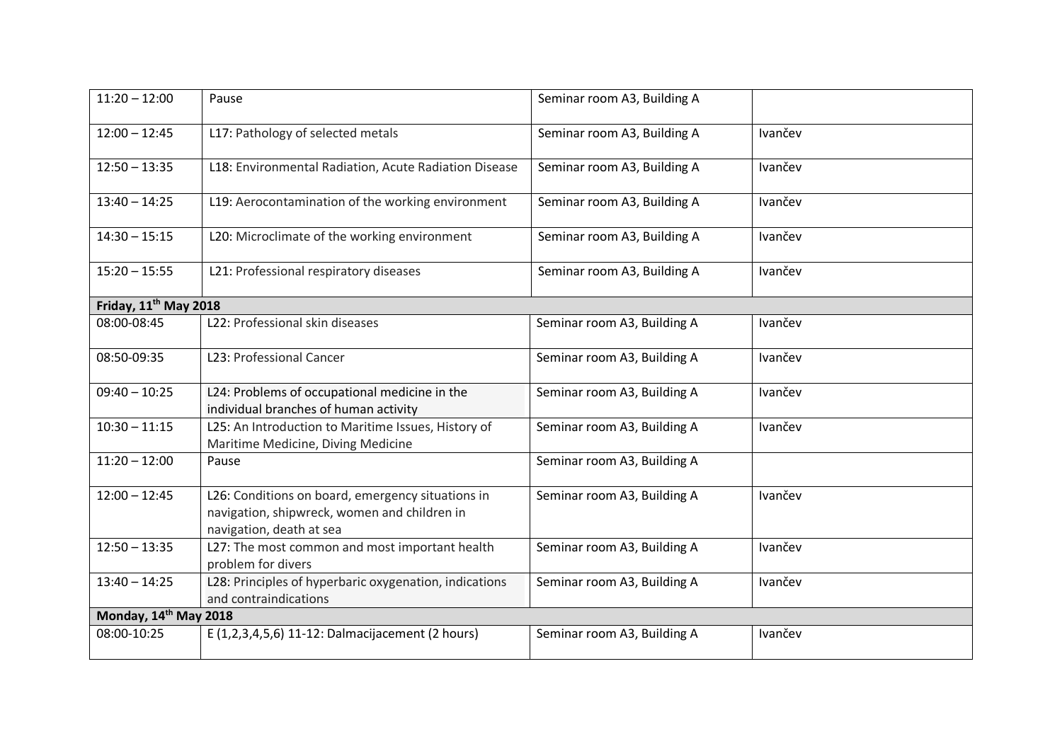| | | | |
|---|---|---|---|
| 11:20 – 12:00 | Pause | Seminar room A3, Building A | |
| 12:00 – 12:45 | L17: Pathology of selected metals | Seminar room A3, Building A | Ivančev |
| 12:50 – 13:35 | L18: Environmental Radiation, Acute Radiation Disease | Seminar room A3, Building A | Ivančev |
| 13:40 – 14:25 | L19: Aerocontamination of the working environment | Seminar room A3, Building A | Ivančev |
| 14:30 – 15:15 | L20: Microclimate of the working environment | Seminar room A3, Building A | Ivančev |
| 15:20 – 15:55 | L21: Professional respiratory diseases | Seminar room A3, Building A | Ivančev |
| **Friday, 11th May 2018** | | | |
| 08:00-08:45 | L22: Professional skin diseases | Seminar room A3, Building A | Ivančev |
| 08:50-09:35 | L23: Professional Cancer | Seminar room A3, Building A | Ivančev |
| 09:40 – 10:25 | L24: Problems of occupational medicine in the individual branches of human activity | Seminar room A3, Building A | Ivančev |
| 10:30 – 11:15 | L25: An Introduction to Maritime Issues, History of Maritime Medicine, Diving Medicine | Seminar room A3, Building A | Ivančev |
| 11:20 – 12:00 | Pause | Seminar room A3, Building A | |
| 12:00 – 12:45 | L26: Conditions on board, emergency situations in navigation, shipwreck, women and children in navigation, death at sea | Seminar room A3, Building A | Ivančev |
| 12:50 – 13:35 | L27: The most common and most important health problem for divers | Seminar room A3, Building A | Ivančev |
| 13:40 – 14:25 | L28: Principles of hyperbaric oxygenation, indications and contraindications | Seminar room A3, Building A | Ivančev |
| **Monday, 14th May 2018** | | | |
| 08:00-10:25 | E (1,2,3,4,5,6) 11-12: Dalmacijacement (2 hours) | Seminar room A3, Building A | Ivančev |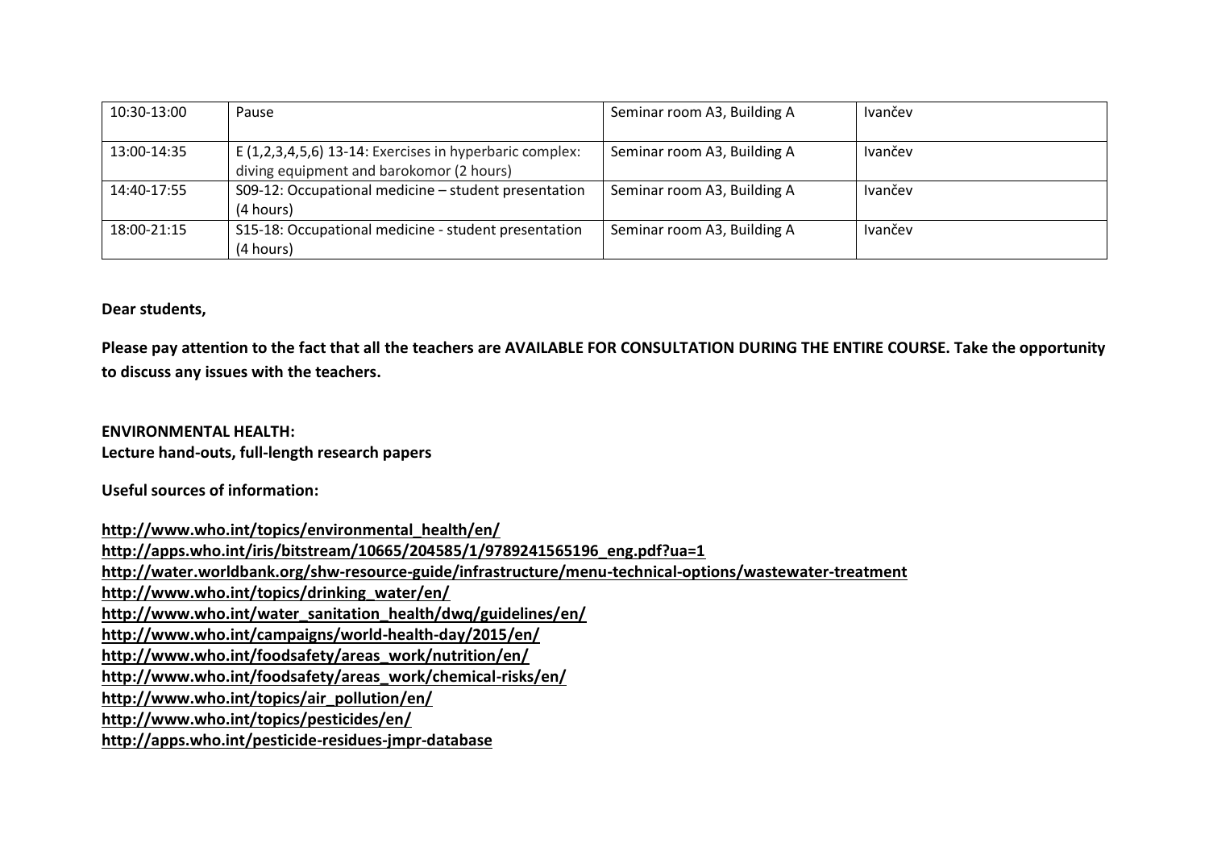| 10:30-13:00 | Pause | Seminar room A3, Building A | Ivančev |
|---|---|---|---|
| 13:00-14:35 | E (1,2,3,4,5,6) 13-14: Exercises in hyperbaric complex: diving equipment and barokomor (2 hours) | Seminar room A3, Building A | Ivančev |
| 14:40-17:55 | S09-12: Occupational medicine – student presentation (4 hours) | Seminar room A3, Building A | Ivančev |
| 18:00-21:15 | S15-18: Occupational medicine - student presentation (4 hours) | Seminar room A3, Building A | Ivančev |

**Dear students,**

**Please pay attention to the fact that all the teachers are AVAILABLE FOR CONSULTATION DURING THE ENTIRE COURSE. Take the opportunity to discuss any issues with the teachers.**

**ENVIRONMENTAL HEALTH:**
**Lecture hand-outs, full-length research papers**

**Useful sources of information:**

**http://www.who.int/topics/environmental_health/en/**
**http://apps.who.int/iris/bitstream/10665/204585/1/9789241565196_eng.pdf?ua=1**
**http://water.worldbank.org/shw-resource-guide/infrastructure/menu-technical-options/wastewater-treatment**
**http://www.who.int/topics/drinking_water/en/**
**http://www.who.int/water_sanitation_health/dwq/guidelines/en/**
**http://www.who.int/campaigns/world-health-day/2015/en/**
**http://www.who.int/foodsafety/areas_work/nutrition/en/**
**http://www.who.int/foodsafety/areas_work/chemical-risks/en/**
**http://www.who.int/topics/air_pollution/en/**
**http://www.who.int/topics/pesticides/en/**
**http://apps.who.int/pesticide-residues-jmpr-database**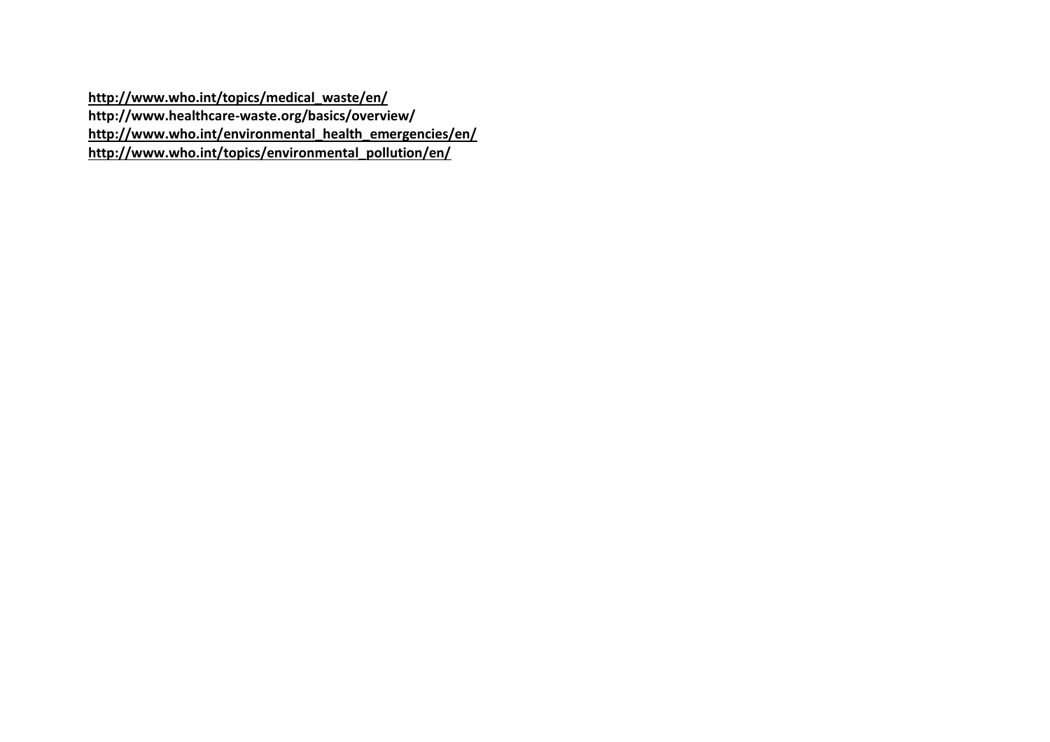**http://www.who.int/topics/medical_waste/en/**
**http://www.healthcare-waste.org/basics/overview/**
**http://www.who.int/environmental_health_emergencies/en/**
**http://www.who.int/topics/environmental_pollution/en/**